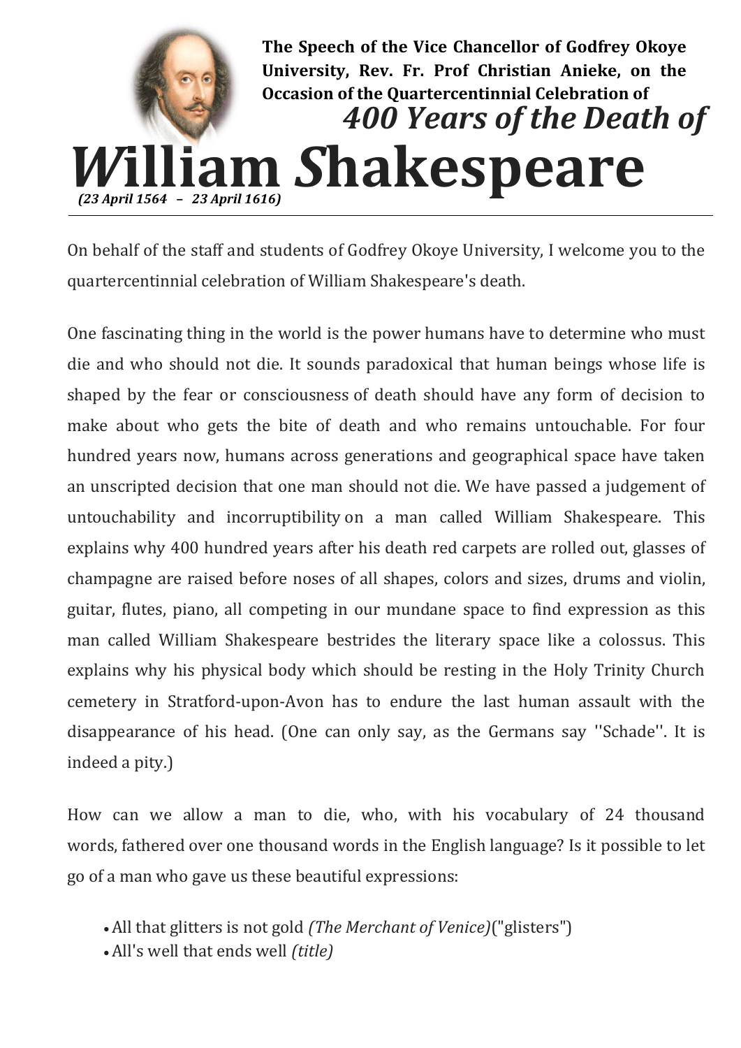**The Speech of the Vice Chancellor of Godfrey Okoye University, Rev. Fr. Prof Christian Anieke, on the Occasion of the Quartercentinnial Celebration of**

# *400 Years of the Death of* ***W****illiam* ***S****hakespeare*

***(23 April 1564 – 23 April 1616)***

On behalf of the staff and students of Godfrey Okoye University, I welcome you to the quartercentinnial celebration of William Shakespeare's death.

One fascinating thing in the world is the power humans have to determine who must die and who should not die. It sounds paradoxical that human beings whose life is shaped by the fear or consciousness of death should have any form of decision to make about who gets the bite of death and who remains untouchable. For four hundred years now, humans across generations and geographical space have taken an unscripted decision that one man should not die. We have passed a judgement of untouchability and incorruptibility on a man called William Shakespeare. This explains why 400 hundred years after his death red carpets are rolled out, glasses of champagne are raised before noses of all shapes, colors and sizes, drums and violin, guitar, flutes, piano, all competing in our mundane space to find expression as this man called William Shakespeare bestrides the literary space like a colossus. This explains why his physical body which should be resting in the Holy Trinity Church cemetery in Stratford-upon-Avon has to endure the last human assault with the disappearance of his head. (One can only say, as the Germans say ''Schade''. It is indeed a pity.)

How can we allow a man to die, who, with his vocabulary of 24 thousand words, fathered over one thousand words in the English language? Is it possible to let go of a man who gave us these beautiful expressions:

- All that glitters is not gold *(The Merchant of Venice)*("glisters")
- All's well that ends well *(title)*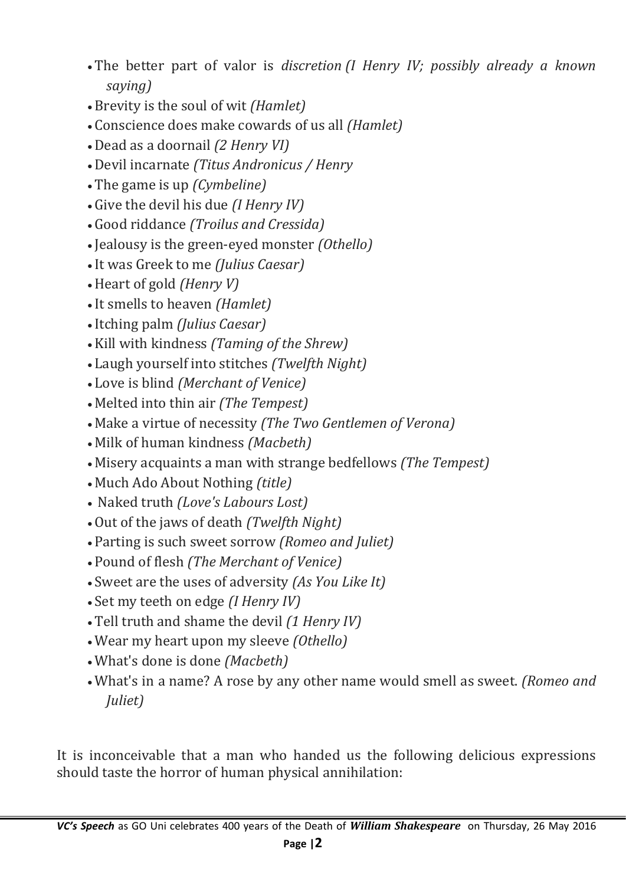- The better part of valor is *discretion (I Henry IV; possibly already a known saying)*
- Brevity is the soul of wit *(Hamlet)*
- Conscience does make cowards of us all *(Hamlet)*
- Dead as a doornail *(2 Henry VI)*
- Devil incarnate *(Titus Andronicus / Henry*
- The game is up *(Cymbeline)*
- Give the devil his due *(I Henry IV)*
- Good riddance *(Troilus and Cressida)*
- Jealousy is the green-eyed monster *(Othello)*
- It was Greek to me *(Julius Caesar)*
- Heart of gold *(Henry V)*
- It smells to heaven *(Hamlet)*
- Itching palm *(Julius Caesar)*
- Kill with kindness *(Taming of the Shrew)*
- Laugh yourself into stitches *(Twelfth Night)*
- Love is blind *(Merchant of Venice)*
- Melted into thin air *(The Tempest)*
- Make a virtue of necessity *(The Two Gentlemen of Verona)*
- Milk of human kindness *(Macbeth)*
- Misery acquaints a man with strange bedfellows *(The Tempest)*
- Much Ado About Nothing *(title)*
- Naked truth *(Love's Labours Lost)*
- Out of the jaws of death *(Twelfth Night)*
- Parting is such sweet sorrow *(Romeo and Juliet)*
- Pound of flesh *(The Merchant of Venice)*
- Sweet are the uses of adversity *(As You Like It)*
- Set my teeth on edge *(I Henry IV)*
- Tell truth and shame the devil *(1 Henry IV)*
- Wear my heart upon my sleeve *(Othello)*
- What's done is done *(Macbeth)*
- What's in a name? A rose by any other name would smell as sweet. *(Romeo and Juliet)*

It is inconceivable that a man who handed us the following delicious expressions should taste the horror of human physical annihilation: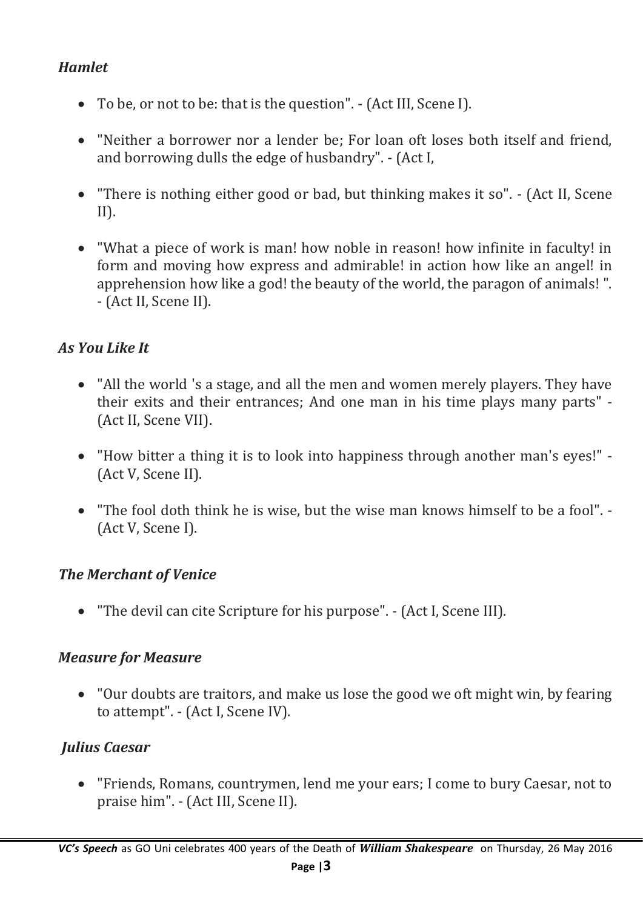***Hamlet***

- To be, or not to be: that is the question". - (Act III, Scene I).
- "Neither a borrower nor a lender be; For loan oft loses both itself and friend, and borrowing dulls the edge of husbandry". - (Act I,
- "There is nothing either good or bad, but thinking makes it so". - (Act II, Scene II).
- "What a piece of work is man! how noble in reason! how infinite in faculty! in form and moving how express and admirable! in action how like an angel! in apprehension how like a god! the beauty of the world, the paragon of animals! ". - (Act II, Scene II).

***As You Like It***

- "All the world 's a stage, and all the men and women merely players. They have their exits and their entrances; And one man in his time plays many parts" - (Act II, Scene VII).
- "How bitter a thing it is to look into happiness through another man's eyes!" - (Act V, Scene II).
- "The fool doth think he is wise, but the wise man knows himself to be a fool". - (Act V, Scene I).

***The Merchant of Venice***

- "The devil can cite Scripture for his purpose". - (Act I, Scene III).

***Measure for Measure***

- "Our doubts are traitors, and make us lose the good we oft might win, by fearing to attempt". - (Act I, Scene IV).

***Julius Caesar***

- "Friends, Romans, countrymen, lend me your ears; I come to bury Caesar, not to praise him". - (Act III, Scene II).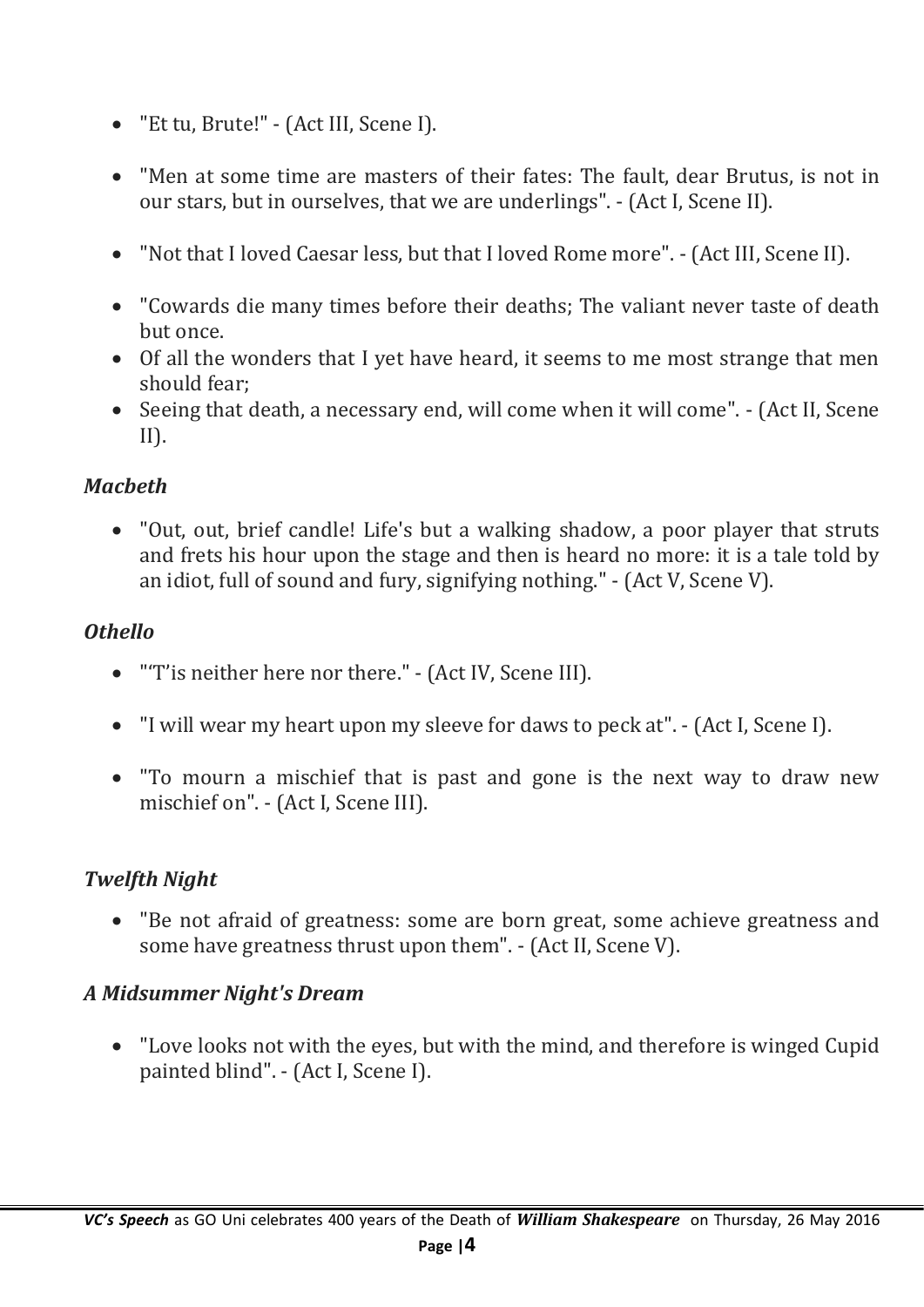- "Et tu, Brute!" - (Act III, Scene I).

- "Men at some time are masters of their fates: The fault, dear Brutus, is not in our stars, but in ourselves, that we are underlings". - (Act I, Scene II).

- "Not that I loved Caesar less, but that I loved Rome more". - (Act III, Scene II).

- "Cowards die many times before their deaths; The valiant never taste of death but once.
- Of all the wonders that I yet have heard, it seems to me most strange that men should fear;
- Seeing that death, a necessary end, will come when it will come". - (Act II, Scene II).

### *Macbeth*

- "Out, out, brief candle! Life's but a walking shadow, a poor player that struts and frets his hour upon the stage and then is heard no more: it is a tale told by an idiot, full of sound and fury, signifying nothing." - (Act V, Scene V).

### *Othello*

- "'T'is neither here nor there." - (Act IV, Scene III).

- "I will wear my heart upon my sleeve for daws to peck at". - (Act I, Scene I).

- "To mourn a mischief that is past and gone is the next way to draw new mischief on". - (Act I, Scene III).

### *Twelfth Night*

- "Be not afraid of greatness: some are born great, some achieve greatness and some have greatness thrust upon them". - (Act II, Scene V).

### *A Midsummer Night's Dream*

- "Love looks not with the eyes, but with the mind, and therefore is winged Cupid painted blind". - (Act I, Scene I).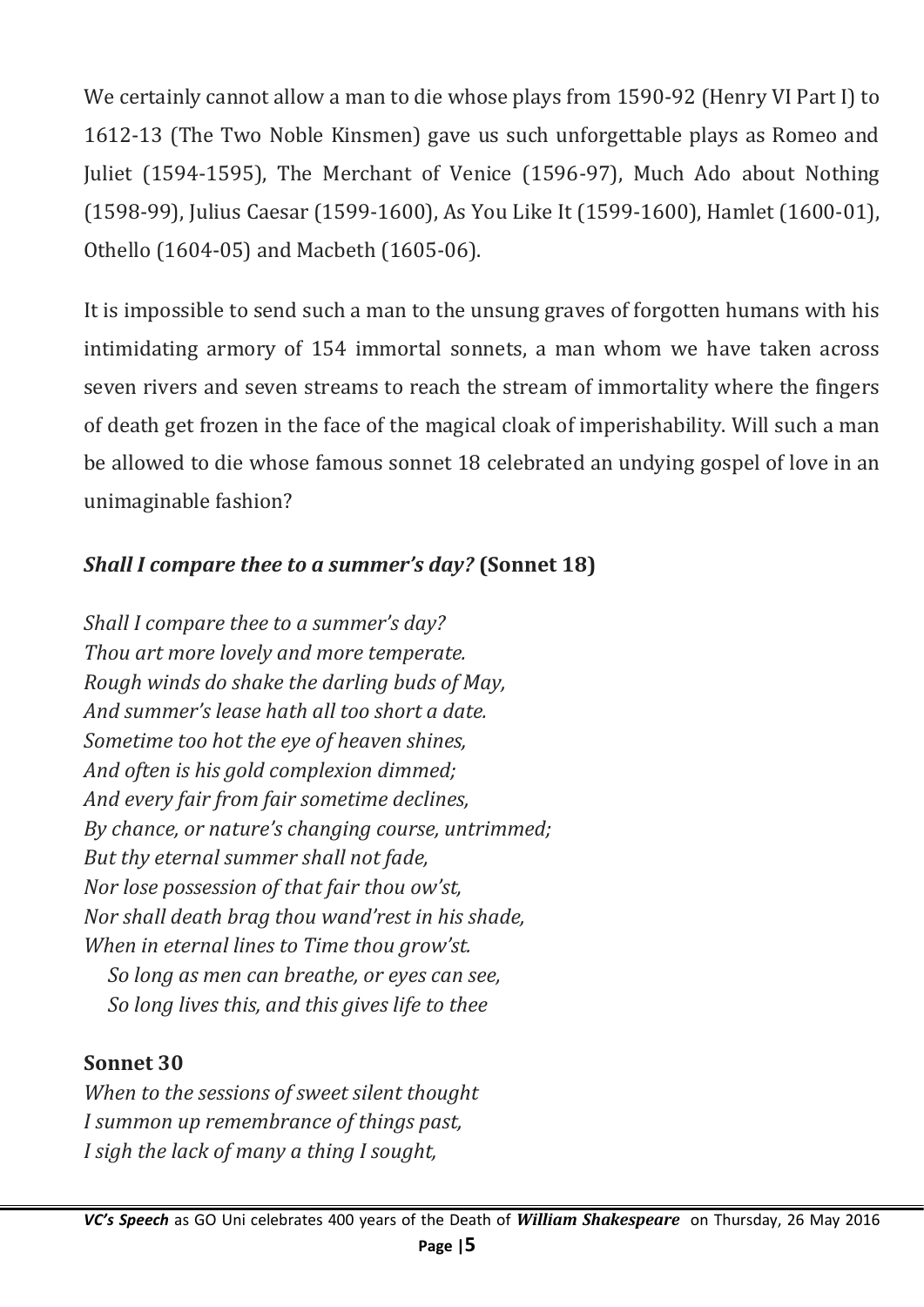We certainly cannot allow a man to die whose plays from 1590-92 (Henry VI Part I) to 1612-13 (The Two Noble Kinsmen) gave us such unforgettable plays as Romeo and Juliet (1594-1595), The Merchant of Venice (1596-97), Much Ado about Nothing (1598-99), Julius Caesar (1599-1600), As You Like It (1599-1600), Hamlet (1600-01), Othello (1604-05) and Macbeth (1605-06).

It is impossible to send such a man to the unsung graves of forgotten humans with his intimidating armory of 154 immortal sonnets, a man whom we have taken across seven rivers and seven streams to reach the stream of immortality where the fingers of death get frozen in the face of the magical cloak of imperishability. Will such a man be allowed to die whose famous sonnet 18 celebrated an undying gospel of love in an unimaginable fashion?

***Shall I compare thee to a summer's day?* (Sonnet 18)**

*Shall I compare thee to a summer's day?*
*Thou art more lovely and more temperate.*
*Rough winds do shake the darling buds of May,*
*And summer's lease hath all too short a date.*
*Sometime too hot the eye of heaven shines,*
*And often is his gold complexion dimmed;*
*And every fair from fair sometime declines,*
*By chance, or nature's changing course, untrimmed;*
*But thy eternal summer shall not fade,*
*Nor lose possession of that fair thou ow'st,*
*Nor shall death brag thou wand'rest in his shade,*
*When in eternal lines to Time thou grow'st.*
*So long as men can breathe, or eyes can see,*
*So long lives this, and this gives life to thee*

**Sonnet 30**

*When to the sessions of sweet silent thought*
*I summon up remembrance of things past,*
*I sigh the lack of many a thing I sought,*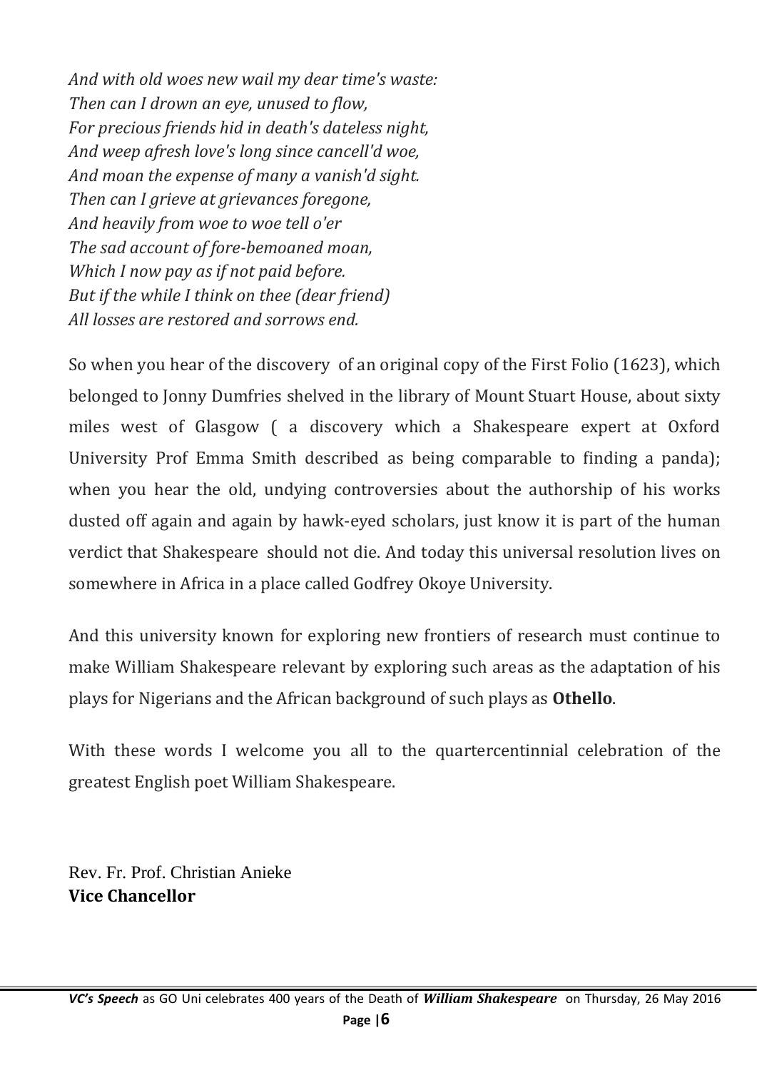*And with old woes new wail my dear time's waste:*
*Then can I drown an eye, unused to flow,*
*For precious friends hid in death's dateless night,*
*And weep afresh love's long since cancell'd woe,*
*And moan the expense of many a vanish'd sight.*
*Then can I grieve at grievances foregone,*
*And heavily from woe to woe tell o'er*
*The sad account of fore-bemoaned moan,*
*Which I now pay as if not paid before.*
*But if the while I think on thee (dear friend)*
*All losses are restored and sorrows end.*

So when you hear of the discovery of an original copy of the First Folio (1623), which belonged to Jonny Dumfries shelved in the library of Mount Stuart House, about sixty miles west of Glasgow ( a discovery which a Shakespeare expert at Oxford University Prof Emma Smith described as being comparable to finding a panda); when you hear the old, undying controversies about the authorship of his works dusted off again and again by hawk-eyed scholars, just know it is part of the human verdict that Shakespeare should not die. And today this universal resolution lives on somewhere in Africa in a place called Godfrey Okoye University.

And this university known for exploring new frontiers of research must continue to make William Shakespeare relevant by exploring such areas as the adaptation of his plays for Nigerians and the African background of such plays as **Othello**.

With these words I welcome you all to the quartercentinnial celebration of the greatest English poet William Shakespeare.

Rev. Fr. Prof. Christian Anieke
**Vice Chancellor**